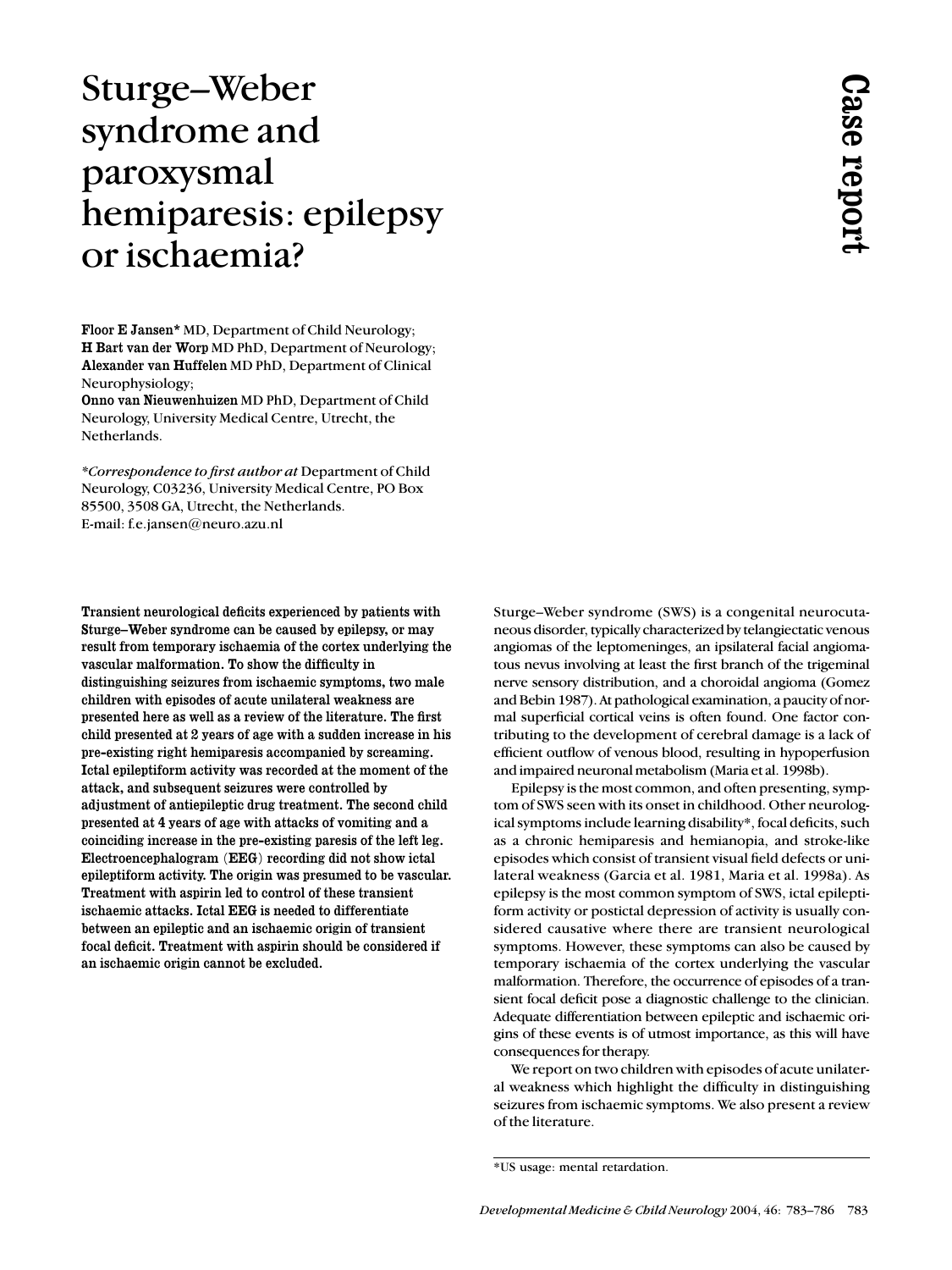# Sturge–Weber syndrome and paroxysmal hemiparesis: epilepsy or ischaemia?

Case report

**Floor E Jansen*** MD, Department of Child Neurology;
**H Bart van der Worp** MD PhD, Department of Neurology;
**Alexander van Huffelen** MD PhD, Department of Clinical Neurophysiology;
**Onno van Nieuwenhuizen** MD PhD, Department of Child Neurology, University Medical Centre, Utrecht, the Netherlands.

**Correspondence to first author at* Department of Child Neurology, C03236, University Medical Centre, PO Box 85500, 3508 GA, Utrecht, the Netherlands.
E-mail: f.e.jansen@neuro.azu.nl

**Transient neurological deficits experienced by patients with Sturge–Weber syndrome can be caused by epilepsy, or may result from temporary ischaemia of the cortex underlying the vascular malformation. To show the difficulty in distinguishing seizures from ischaemic symptoms, two male children with episodes of acute unilateral weakness are presented here as well as a review of the literature. The first child presented at 2 years of age with a sudden increase in his pre-existing right hemiparesis accompanied by screaming. Ictal epileptiform activity was recorded at the moment of the attack, and subsequent seizures were controlled by adjustment of antiepileptic drug treatment. The second child presented at 4 years of age with attacks of vomiting and a coinciding increase in the pre-existing paresis of the left leg. Electroencephalogram (EEG) recording did not show ictal epileptiform activity. The origin was presumed to be vascular. Treatment with aspirin led to control of these transient ischaemic attacks. Ictal EEG is needed to differentiate between an epileptic and an ischaemic origin of transient focal deficit. Treatment with aspirin should be considered if an ischaemic origin cannot be excluded.**

Sturge–Weber syndrome (SWS) is a congenital neurocutaneous disorder, typically characterized by telangiectatic venous angiomas of the leptomeninges, an ipsilateral facial angiomatous nevus involving at least the first branch of the trigeminal nerve sensory distribution, and a choroidal angioma (Gomez and Bebin 1987). At pathological examination, a paucity of normal superficial cortical veins is often found. One factor contributing to the development of cerebral damage is a lack of efficient outflow of venous blood, resulting in hypoperfusion and impaired neuronal metabolism (Maria et al. 1998b).

Epilepsy is the most common, and often presenting, symptom of SWS seen with its onset in childhood. Other neurological symptoms include learning disability*, focal deficits, such as a chronic hemiparesis and hemianopia, and stroke-like episodes which consist of transient visual field defects or unilateral weakness (Garcia et al. 1981, Maria et al. 1998a). As epilepsy is the most common symptom of SWS, ictal epileptiform activity or postictal depression of activity is usually considered causative where there are transient neurological symptoms. However, these symptoms can also be caused by temporary ischaemia of the cortex underlying the vascular malformation. Therefore, the occurrence of episodes of a transient focal deficit pose a diagnostic challenge to the clinician. Adequate differentiation between epileptic and ischaemic origins of these events is of utmost importance, as this will have consequences for therapy.

We report on two children with episodes of acute unilateral weakness which highlight the difficulty in distinguishing seizures from ischaemic symptoms. We also present a review of the literature.

*US usage: mental retardation.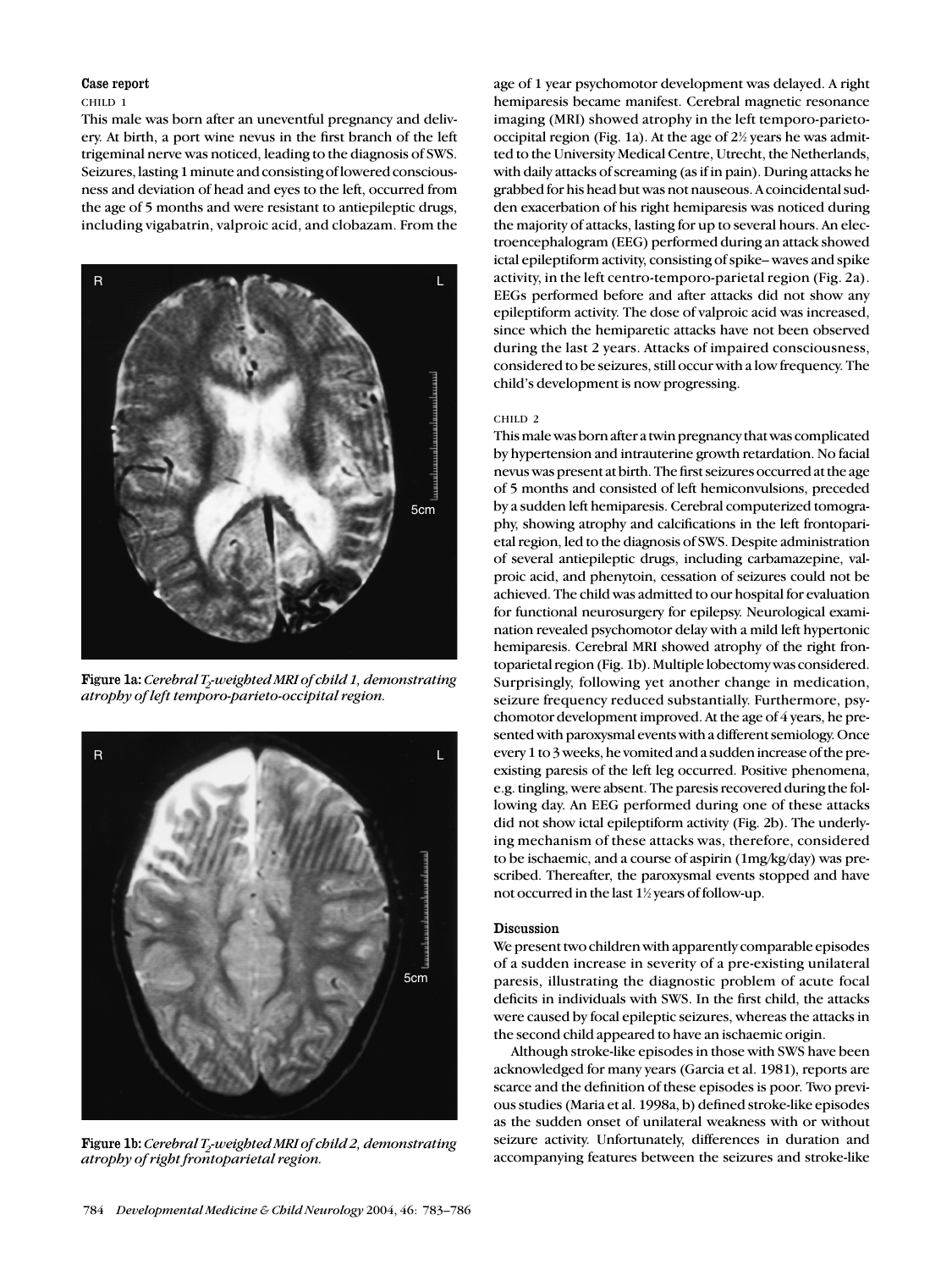### Case report

CHILD 1

This male was born after an uneventful pregnancy and delivery. At birth, a port wine nevus in the first branch of the left trigeminal nerve was noticed, leading to the diagnosis of SWS. Seizures, lasting 1 minute and consisting of lowered consciousness and deviation of head and eyes to the left, occurred from the age of 5 months and were resistant to antiepileptic drugs, including vigabatrin, valproic acid, and clobazam. From the age of 1 year psychomotor development was delayed. A right hemiparesis became manifest. Cerebral magnetic resonance imaging (MRI) showed atrophy in the left temporo-parieto-occipital region (Fig. 1a). At the age of 2½ years he was admitted to the University Medical Centre, Utrecht, the Netherlands, with daily attacks of screaming (as if in pain). During attacks he grabbed for his head but was not nauseous. A coincidental sudden exacerbation of his right hemiparesis was noticed during the majority of attacks, lasting for up to several hours. An electroencephalogram (EEG) performed during an attack showed ictal epileptiform activity, consisting of spike–waves and spike activity, in the left centro-temporo-parietal region (Fig. 2a). EEGs performed before and after attacks did not show any epileptiform activity. The dose of valproic acid was increased, since which the hemiparetic attacks have not been observed during the last 2 years. Attacks of impaired consciousness, considered to be seizures, still occur with a low frequency. The child's development is now progressing.

**Figure 1a:** *Cerebral $T_2$-weighted MRI of child 1, demonstrating atrophy of left temporo-parieto-occipital region.*

**Figure 1b:** *Cerebral $T_2$-weighted MRI of child 2, demonstrating atrophy of right frontoparietal region.*

CHILD 2

This male was born after a twin pregnancy that was complicated by hypertension and intrauterine growth retardation. No facial nevus was present at birth. The first seizures occurred at the age of 5 months and consisted of left hemiconvulsions, preceded by a sudden left hemiparesis. Cerebral computerized tomography, showing atrophy and calcifications in the left frontoparietal region, led to the diagnosis of SWS. Despite administration of several antiepileptic drugs, including carbamazepine, valproic acid, and phenytoin, cessation of seizures could not be achieved. The child was admitted to our hospital for evaluation for functional neurosurgery for epilepsy. Neurological examination revealed psychomotor delay with a mild left hypertonic hemiparesis. Cerebral MRI showed atrophy of the right frontoparietal region (Fig. 1b). Multiple lobectomy was considered. Surprisingly, following yet another change in medication, seizure frequency reduced substantially. Furthermore, psychomotor development improved. At the age of 4 years, he presented with paroxysmal events with a different semiology. Once every 1 to 3 weeks, he vomited and a sudden increase of the pre-existing paresis of the left leg occurred. Positive phenomena, e.g. tingling, were absent. The paresis recovered during the following day. An EEG performed during one of these attacks did not show ictal epileptiform activity (Fig. 2b). The underlying mechanism of these attacks was, therefore, considered to be ischaemic, and a course of aspirin (1mg/kg/day) was prescribed. Thereafter, the paroxysmal events stopped and have not occurred in the last 1½ years of follow-up.

### Discussion

We present two children with apparently comparable episodes of a sudden increase in severity of a pre-existing unilateral paresis, illustrating the diagnostic problem of acute focal deficits in individuals with SWS. In the first child, the attacks were caused by focal epileptic seizures, whereas the attacks in the second child appeared to have an ischaemic origin.

Although stroke-like episodes in those with SWS have been acknowledged for many years (Garcia et al. 1981), reports are scarce and the definition of these episodes is poor. Two previous studies (Maria et al. 1998a, b) defined stroke-like episodes as the sudden onset of unilateral weakness with or without seizure activity. Unfortunately, differences in duration and accompanying features between the seizures and stroke-like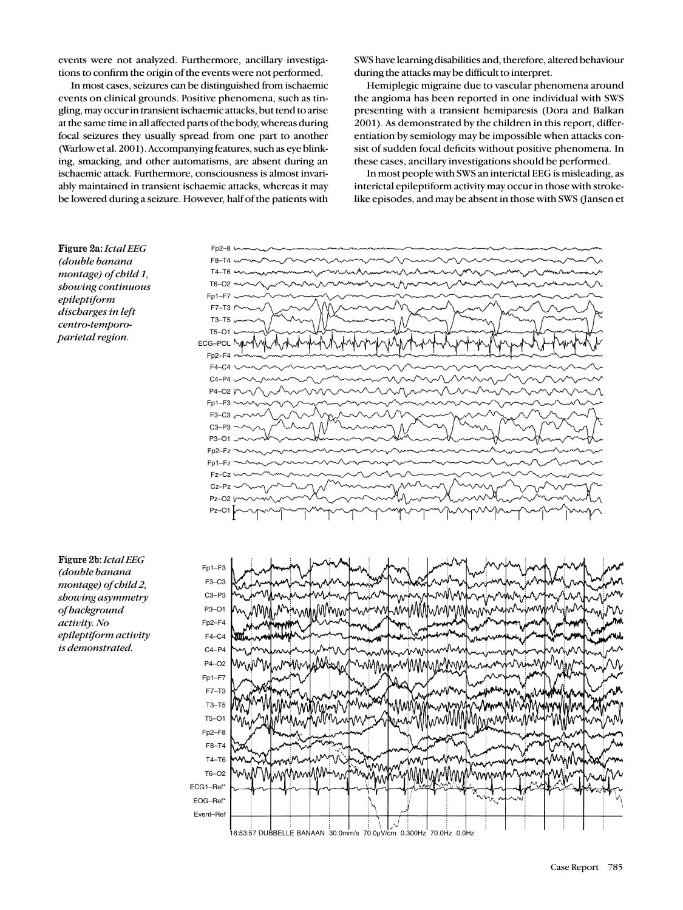events were not analyzed. Furthermore, ancillary investigations to confirm the origin of the events were not performed.

In most cases, seizures can be distinguished from ischaemic events on clinical grounds. Positive phenomena, such as tingling, may occur in transient ischaemic attacks, but tend to arise at the same time in all affected parts of the body, whereas during focal seizures they usually spread from one part to another (Warlow et al. 2001). Accompanying features, such as eye blinking, smacking, and other automatisms, are absent during an ischaemic attack. Furthermore, consciousness is almost invariably maintained in transient ischaemic attacks, whereas it may be lowered during a seizure. However, half of the patients with SWS have learning disabilities and, therefore, altered behaviour during the attacks may be difficult to interpret.

Hemiplegic migraine due to vascular phenomena around the angioma has been reported in one individual with SWS presenting with a transient hemiparesis (Dora and Balkan 2001). As demonstrated by the children in this report, differentiation by semiology may be impossible when attacks consist of sudden focal deficits without positive phenomena. In these cases, ancillary investigations should be performed.

In most people with SWS an interictal EEG is misleading, as interictal epileptiform activity may occur in those with stroke-like episodes, and may be absent in those with SWS (Jansen et

**Figure 2a:** *Ictal EEG (double banana montage) of child 1, showing continuous epileptiform discharges in left centro-temporo-parietal region.*

**Figure 2b:** *Ictal EEG (double banana montage) of child 2, showing asymmetry of background activity. No epileptiform activity is demonstrated.*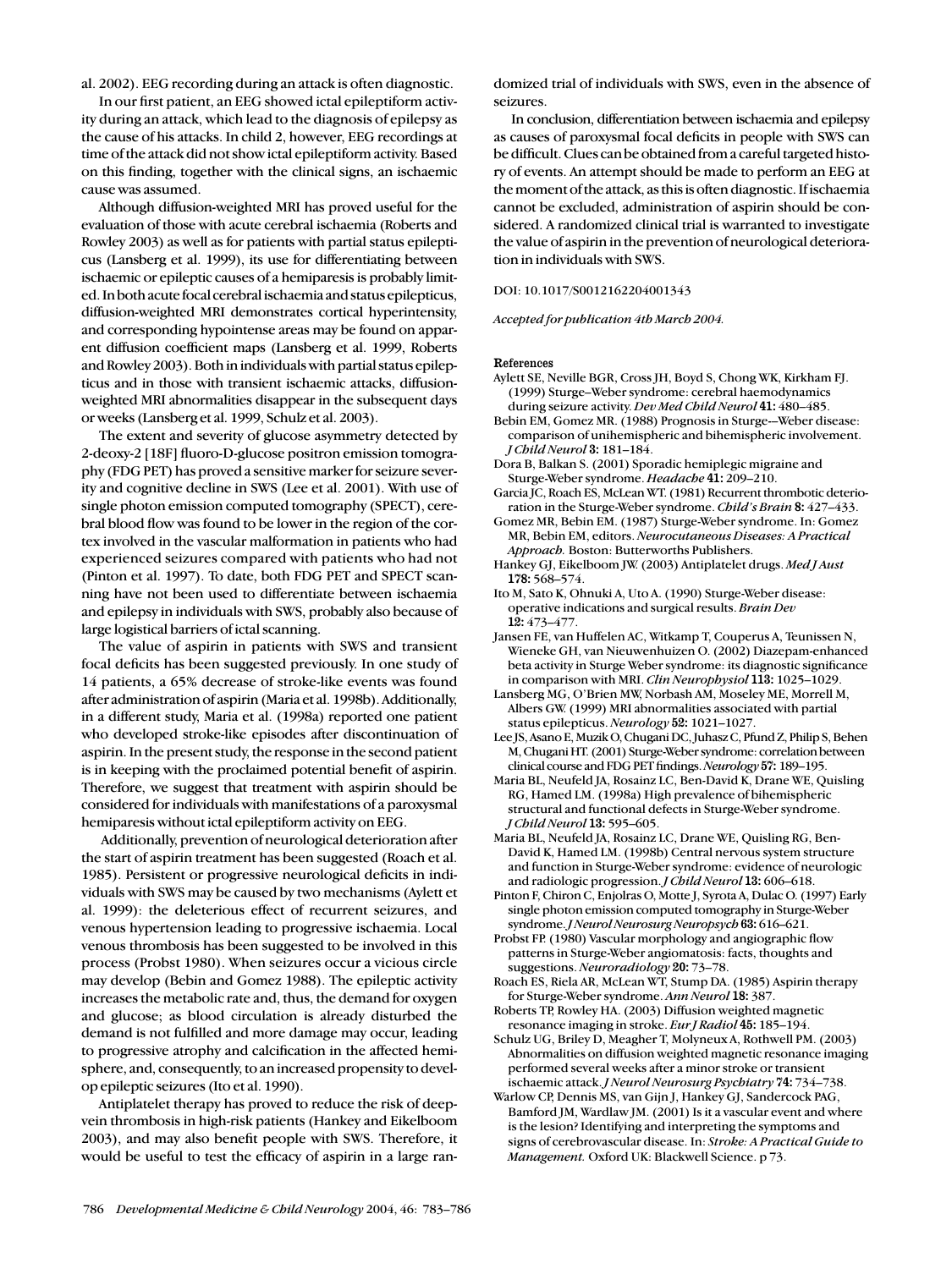al. 2002). EEG recording during an attack is often diagnostic.

In our first patient, an EEG showed ictal epileptiform activity during an attack, which lead to the diagnosis of epilepsy as the cause of his attacks. In child 2, however, EEG recordings at time of the attack did not show ictal epileptiform activity. Based on this finding, together with the clinical signs, an ischaemic cause was assumed.

Although diffusion-weighted MRI has proved useful for the evaluation of those with acute cerebral ischaemia (Roberts and Rowley 2003) as well as for patients with partial status epilepticus (Lansberg et al. 1999), its use for differentiating between ischaemic or epileptic causes of a hemiparesis is probably limited. In both acute focal cerebral ischaemia and status epilepticus, diffusion-weighted MRI demonstrates cortical hyperintensity, and corresponding hypointense areas may be found on apparent diffusion coefficient maps (Lansberg et al. 1999, Roberts and Rowley 2003). Both in individuals with partial status epilepticus and in those with transient ischaemic attacks, diffusion-weighted MRI abnormalities disappear in the subsequent days or weeks (Lansberg et al. 1999, Schulz et al. 2003).

The extent and severity of glucose asymmetry detected by 2-deoxy-2 [18F] fluoro-D-glucose positron emission tomography (FDG PET) has proved a sensitive marker for seizure severity and cognitive decline in SWS (Lee et al. 2001). With use of single photon emission computed tomography (SPECT), cerebral blood flow was found to be lower in the region of the cortex involved in the vascular malformation in patients who had experienced seizures compared with patients who had not (Pinton et al. 1997). To date, both FDG PET and SPECT scanning have not been used to differentiate between ischaemia and epilepsy in individuals with SWS, probably also because of large logistical barriers of ictal scanning.

The value of aspirin in patients with SWS and transient focal deficits has been suggested previously. In one study of 14 patients, a 65% decrease of stroke-like events was found after administration of aspirin (Maria et al. 1998b). Additionally, in a different study, Maria et al. (1998a) reported one patient who developed stroke-like episodes after discontinuation of aspirin. In the present study, the response in the second patient is in keeping with the proclaimed potential benefit of aspirin. Therefore, we suggest that treatment with aspirin should be considered for individuals with manifestations of a paroxysmal hemiparesis without ictal epileptiform activity on EEG.

Additionally, prevention of neurological deterioration after the start of aspirin treatment has been suggested (Roach et al. 1985). Persistent or progressive neurological deficits in individuals with SWS may be caused by two mechanisms (Aylett et al. 1999): the deleterious effect of recurrent seizures, and venous hypertension leading to progressive ischaemia. Local venous thrombosis has been suggested to be involved in this process (Probst 1980). When seizures occur a vicious circle may develop (Bebin and Gomez 1988). The epileptic activity increases the metabolic rate and, thus, the demand for oxygen and glucose; as blood circulation is already disturbed the demand is not fulfilled and more damage may occur, leading to progressive atrophy and calcification in the affected hemisphere, and, consequently, to an increased propensity to develop epileptic seizures (Ito et al. 1990).

Antiplatelet therapy has proved to reduce the risk of deep-vein thrombosis in high-risk patients (Hankey and Eikelboom 2003), and may also benefit people with SWS. Therefore, it would be useful to test the efficacy of aspirin in a large randomized trial of individuals with SWS, even in the absence of seizures.

In conclusion, differentiation between ischaemia and epilepsy as causes of paroxysmal focal deficits in people with SWS can be difficult. Clues can be obtained from a careful targeted history of events. An attempt should be made to perform an EEG at the moment of the attack, as this is often diagnostic. If ischaemia cannot be excluded, administration of aspirin should be considered. A randomized clinical trial is warranted to investigate the value of aspirin in the prevention of neurological deterioration in individuals with SWS.

DOI: 10.1017/S0012162204001343

*Accepted for publication 4th March 2004.*

## References

- Aylett SE, Neville BGR, Cross JH, Boyd S, Chong WK, Kirkham FJ. (1999) Sturge–Weber syndrome: cerebral haemodynamics during seizure activity. *Dev Med Child Neurol* **41:** 480–485.
- Bebin EM, Gomez MR. (1988) Prognosis in Sturge–Weber disease: comparison of unihemispheric and bihemispheric involvement. *J Child Neurol* **3:** 181–184.
- Dora B, Balkan S. (2001) Sporadic hemiplegic migraine and Sturge-Weber syndrome. *Headache* **41:** 209–210.
- Garcia JC, Roach ES, McLean WT. (1981) Recurrent thrombotic deterioration in the Sturge-Weber syndrome. *Child's Brain* **8:** 427–433.
- Gomez MR, Bebin EM. (1987) Sturge-Weber syndrome. In: Gomez MR, Bebin EM, editors. *Neurocutaneous Diseases: A Practical Approach.* Boston: Butterworths Publishers.
- Hankey GJ, Eikelboom JW. (2003) Antiplatelet drugs. *Med J Aust* **178:** 568–574.
- Ito M, Sato K, Ohnuki A, Uto A. (1990) Sturge-Weber disease: operative indications and surgical results. *Brain Dev* **12:** 473–477.
- Jansen FE, van Huffelen AC, Witkamp T, Couperus A, Teunissen N, Wieneke GH, van Nieuwenhuizen O. (2002) Diazepam-enhanced beta activity in Sturge Weber syndrome: its diagnostic significance in comparison with MRI. *Clin Neurophysiol* **113:** 1025–1029.
- Lansberg MG, O'Brien MW, Norbash AM, Moseley ME, Morrell M, Albers GW. (1999) MRI abnormalities associated with partial status epilepticus. *Neurology* **52:** 1021–1027.
- Lee JS, Asano E, Muzik O, Chugani DC, Juhasz C, Pfund Z, Philip S, Behen M, Chugani HT. (2001) Sturge-Weber syndrome: correlation between clinical course and FDG PET findings. *Neurology* **57:** 189–195.
- Maria BL, Neufeld JA, Rosainz LC, Ben-David K, Drane WE, Quisling RG, Hamed LM. (1998a) High prevalence of bihemispheric structural and functional defects in Sturge-Weber syndrome. *J Child Neurol* **13:** 595–605.
- Maria BL, Neufeld JA, Rosainz LC, Drane WE, Quisling RG, Ben-David K, Hamed LM. (1998b) Central nervous system structure and function in Sturge-Weber syndrome: evidence of neurologic and radiologic progression. *J Child Neurol* **13:** 606–618.
- Pinton F, Chiron C, Enjolras O, Motte J, Syrota A, Dulac O. (1997) Early single photon emission computed tomography in Sturge-Weber syndrome. *J Neurol Neurosurg Neuropsych* **63:** 616–621.
- Probst FP. (1980) Vascular morphology and angiographic flow patterns in Sturge-Weber angiomatosis: facts, thoughts and suggestions. *Neuroradiology* **20:** 73–78.
- Roach ES, Riela AR, McLean WT, Stump DA. (1985) Aspirin therapy for Sturge-Weber syndrome. *Ann Neurol* **18:** 387.
- Roberts TP, Rowley HA. (2003) Diffusion weighted magnetic resonance imaging in stroke. *Eur J Radiol* **45:** 185–194.
- Schulz UG, Briley D, Meagher T, Molyneux A, Rothwell PM. (2003) Abnormalities on diffusion weighted magnetic resonance imaging performed several weeks after a minor stroke or transient ischaemic attack. *J Neurol Neurosurg Psychiatry* **74:** 734–738.
- Warlow CP, Dennis MS, van Gijn J, Hankey GJ, Sandercock PAG, Bamford JM, Wardlaw JM. (2001) Is it a vascular event and where is the lesion? Identifying and interpreting the symptoms and signs of cerebrovascular disease. In: *Stroke: A Practical Guide to Management.* Oxford UK: Blackwell Science. p 73.